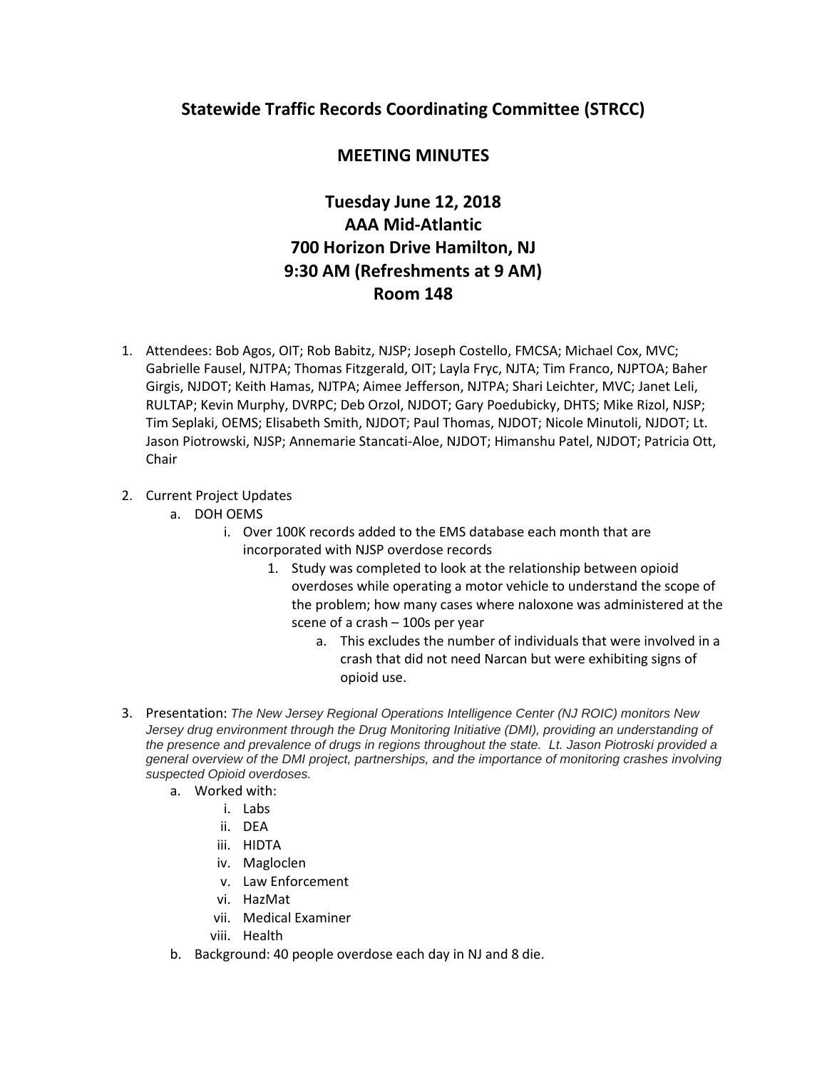# Statewide Traffic Records Coordinating Committee (STRCC)

## MEETING MINUTES

## Tuesday June 12, 2018
## AAA Mid-Atlantic
## 700 Horizon Drive Hamilton, NJ
## 9:30 AM (Refreshments at 9 AM)
## Room 148

1. Attendees: Bob Agos, OIT; Rob Babitz, NJSP; Joseph Costello, FMCSA; Michael Cox, MVC; Gabrielle Fausel, NJTPA; Thomas Fitzgerald, OIT; Layla Fryc, NJTA; Tim Franco, NJPTOA; Baher Girgis, NJDOT; Keith Hamas, NJTPA; Aimee Jefferson, NJTPA; Shari Leichter, MVC; Janet Leli, RULTAP; Kevin Murphy, DVRPC; Deb Orzol, NJDOT; Gary Poedubicky, DHTS; Mike Rizol, NJSP; Tim Seplaki, OEMS; Elisabeth Smith, NJDOT; Paul Thomas, NJDOT; Nicole Minutoli, NJDOT; Lt. Jason Piotrowski, NJSP; Annemarie Stancati-Aloe, NJDOT; Himanshu Patel, NJDOT; Patricia Ott, Chair

2. Current Project Updates
   a. DOH OEMS
      i. Over 100K records added to the EMS database each month that are incorporated with NJSP overdose records
         1. Study was completed to look at the relationship between opioid overdoses while operating a motor vehicle to understand the scope of the problem; how many cases where naloxone was administered at the scene of a crash – 100s per year
            a. This excludes the number of individuals that were involved in a crash that did not need Narcan but were exhibiting signs of opioid use.

3. Presentation: *The New Jersey Regional Operations Intelligence Center (NJ ROIC) monitors New Jersey drug environment through the Drug Monitoring Initiative (DMI), providing an understanding of the presence and prevalence of drugs in regions throughout the state. Lt. Jason Piotroski provided a general overview of the DMI project, partnerships, and the importance of monitoring crashes involving suspected Opioid overdoses.*
   a. Worked with:
      i. Labs
      ii. DEA
      iii. HIDTA
      iv. Magloclen
      v. Law Enforcement
      vi. HazMat
      vii. Medical Examiner
      viii. Health
   b. Background: 40 people overdose each day in NJ and 8 die.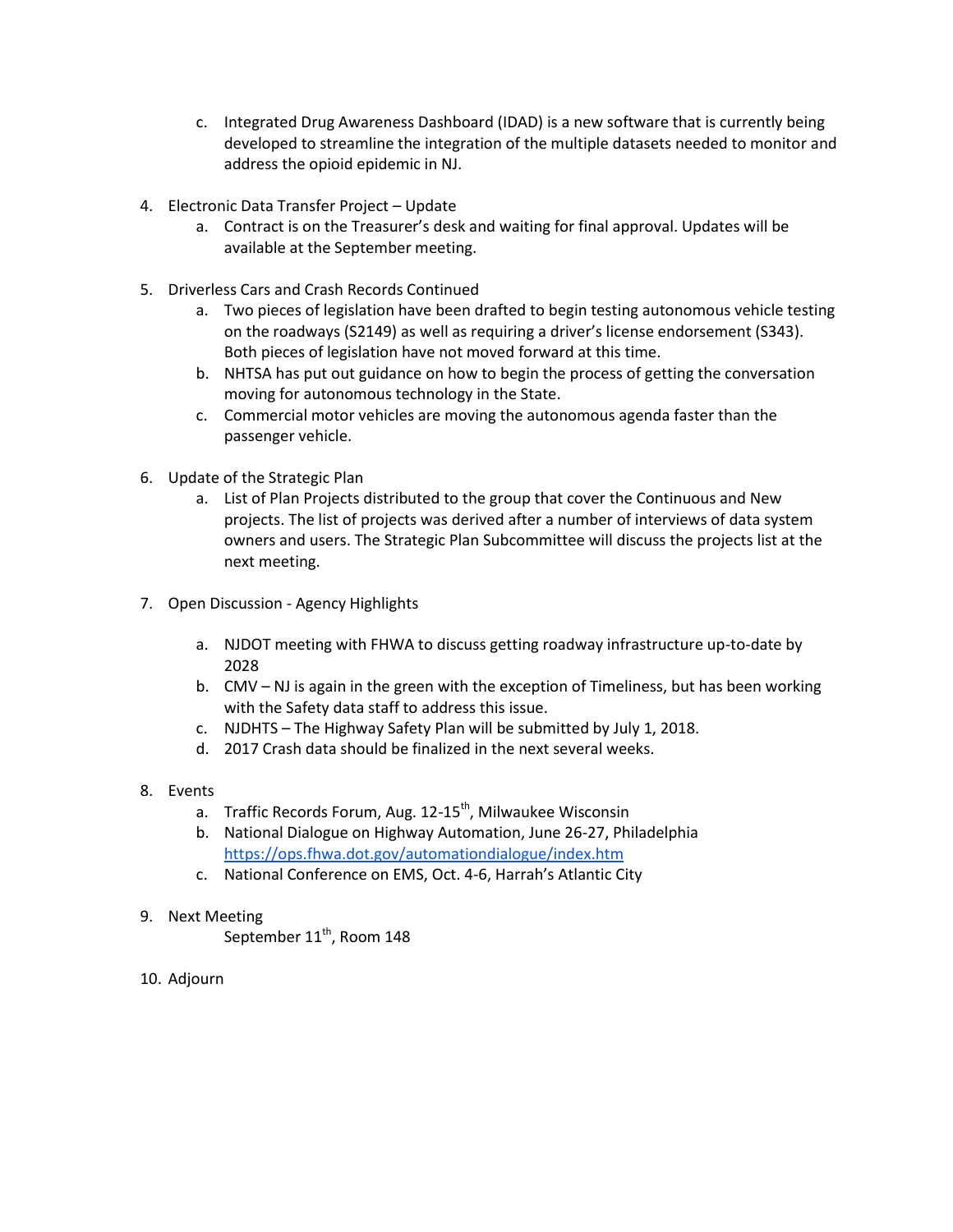c. Integrated Drug Awareness Dashboard (IDAD) is a new software that is currently being developed to streamline the integration of the multiple datasets needed to monitor and address the opioid epidemic in NJ.

4. Electronic Data Transfer Project – Update
   a. Contract is on the Treasurer's desk and waiting for final approval. Updates will be available at the September meeting.

5. Driverless Cars and Crash Records Continued
   a. Two pieces of legislation have been drafted to begin testing autonomous vehicle testing on the roadways (S2149) as well as requiring a driver's license endorsement (S343). Both pieces of legislation have not moved forward at this time.
   b. NHTSA has put out guidance on how to begin the process of getting the conversation moving for autonomous technology in the State.
   c. Commercial motor vehicles are moving the autonomous agenda faster than the passenger vehicle.

6. Update of the Strategic Plan
   a. List of Plan Projects distributed to the group that cover the Continuous and New projects. The list of projects was derived after a number of interviews of data system owners and users. The Strategic Plan Subcommittee will discuss the projects list at the next meeting.

7. Open Discussion - Agency Highlights
   a. NJDOT meeting with FHWA to discuss getting roadway infrastructure up-to-date by 2028
   b. CMV – NJ is again in the green with the exception of Timeliness, but has been working with the Safety data staff to address this issue.
   c. NJDHTS – The Highway Safety Plan will be submitted by July 1, 2018.
   d. 2017 Crash data should be finalized in the next several weeks.

8. Events
   a. Traffic Records Forum, Aug. 12-15th, Milwaukee Wisconsin
   b. National Dialogue on Highway Automation, June 26-27, Philadelphia https://ops.fhwa.dot.gov/automationdialogue/index.htm
   c. National Conference on EMS, Oct. 4-6, Harrah's Atlantic City

9. Next Meeting
   September 11th, Room 148

10. Adjourn